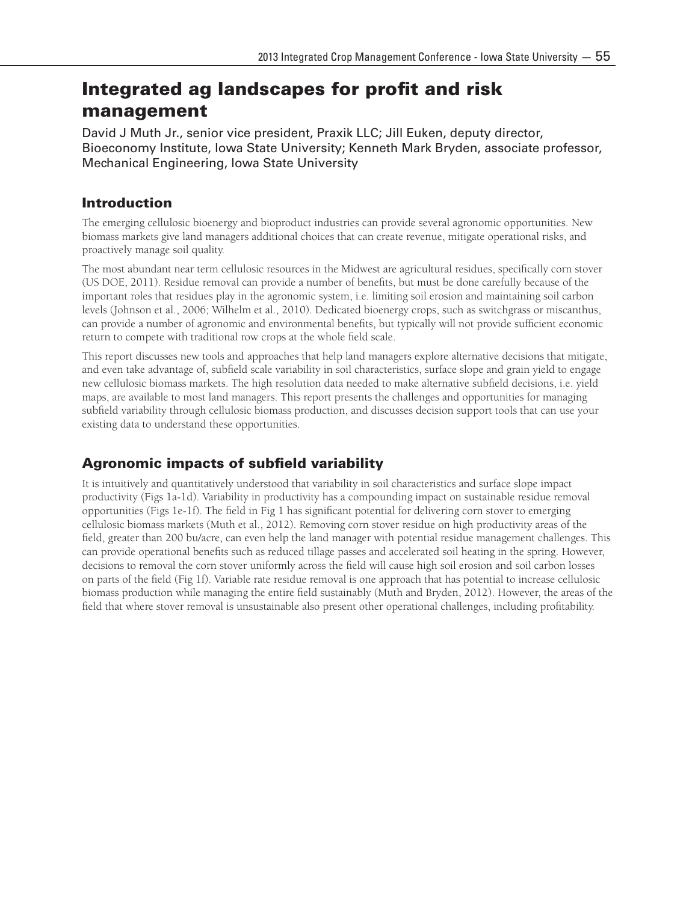# Integrated ag landscapes for profit and risk management

David J Muth Jr., senior vice president, Praxik LLC; Jill Euken, deputy director, Bioeconomy Institute, Iowa State University; Kenneth Mark Bryden, associate professor, Mechanical Engineering, Iowa State University

## Introduction

The emerging cellulosic bioenergy and bioproduct industries can provide several agronomic opportunities. New biomass markets give land managers additional choices that can create revenue, mitigate operational risks, and proactively manage soil quality.

The most abundant near term cellulosic resources in the Midwest are agricultural residues, specifically corn stover (US DOE, 2011). Residue removal can provide a number of benefits, but must be done carefully because of the important roles that residues play in the agronomic system, i.e. limiting soil erosion and maintaining soil carbon levels (Johnson et al., 2006; Wilhelm et al., 2010). Dedicated bioenergy crops, such as switchgrass or miscanthus, can provide a number of agronomic and environmental benefits, but typically will not provide sufficient economic return to compete with traditional row crops at the whole field scale.

This report discusses new tools and approaches that help land managers explore alternative decisions that mitigate, and even take advantage of, subfield scale variability in soil characteristics, surface slope and grain yield to engage new cellulosic biomass markets. The high resolution data needed to make alternative subfield decisions, i.e. yield maps, are available to most land managers. This report presents the challenges and opportunities for managing subfield variability through cellulosic biomass production, and discusses decision support tools that can use your existing data to understand these opportunities.

## Agronomic impacts of subfield variability

It is intuitively and quantitatively understood that variability in soil characteristics and surface slope impact productivity (Figs 1a-1d). Variability in productivity has a compounding impact on sustainable residue removal opportunities (Figs 1e-1f). The field in Fig 1 has significant potential for delivering corn stover to emerging cellulosic biomass markets (Muth et al., 2012). Removing corn stover residue on high productivity areas of the field, greater than 200 bu/acre, can even help the land manager with potential residue management challenges. This can provide operational benefits such as reduced tillage passes and accelerated soil heating in the spring. However, decisions to removal the corn stover uniformly across the field will cause high soil erosion and soil carbon losses on parts of the field (Fig 1f). Variable rate residue removal is one approach that has potential to increase cellulosic biomass production while managing the entire field sustainably (Muth and Bryden, 2012). However, the areas of the field that where stover removal is unsustainable also present other operational challenges, including profitability.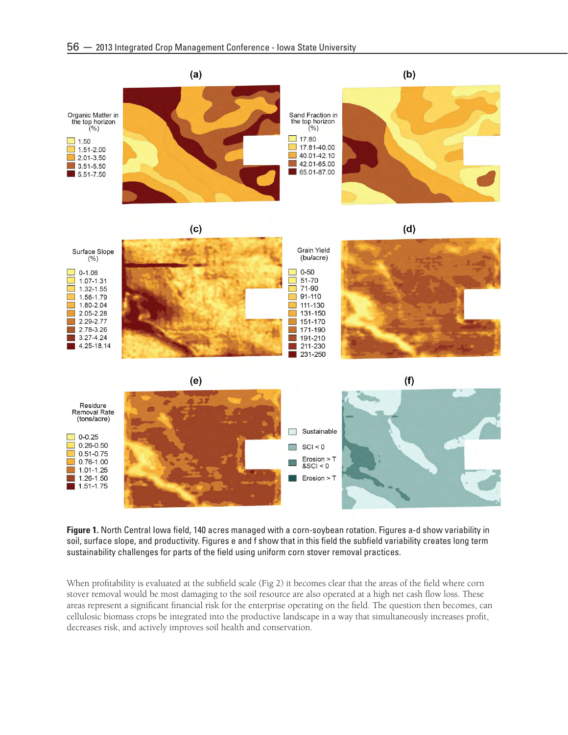(a)

Organic Matter in the top horizon (%)

1.50
1.51-2.00
2.01-3.50
3.51-5.50
5.51-7.50

(b)

Sand Fraction in the top horizon (%)

17.80
17.81-40.00
40.01-42.10
42.01-65.00
65.01-87.00

(c)

Surface Slope (%)

0-1.06
1.07-1.31
1.32-1.55
1.56-1.79
1.80-2.04
2.05-2.28
2.29-2.77
2.78-3.26
3.27-4.24
4.25-18.14

(d)

Grain Yield (bu/acre)

0-50
51-70
71-90
91-110
111-130
131-150
151-170
171-190
191-210
211-230
231-250

(e)

Residure Removal Rate (tons/acre)

0-0.25
0.26-0.50
0.51-0.75
0.76-1.00
1.01-1.25
1.26-1.50
1.51-1.75

(f)

Sustainable
SCI < 0
Erosion > T &SCI < 0
Erosion > T

**Figure 1.** North Central Iowa field, 140 acres managed with a corn-soybean rotation. Figures a-d show variability in soil, surface slope, and productivity. Figures e and f show that in this field the subfield variability creates long term sustainability challenges for parts of the field using uniform corn stover removal practices.

When profitability is evaluated at the subfield scale (Fig 2) it becomes clear that the areas of the field where corn stover removal would be most damaging to the soil resource are also operated at a high net cash flow loss. These areas represent a significant financial risk for the enterprise operating on the field. The question then becomes, can cellulosic biomass crops be integrated into the productive landscape in a way that simultaneously increases profit, decreases risk, and actively improves soil health and conservation.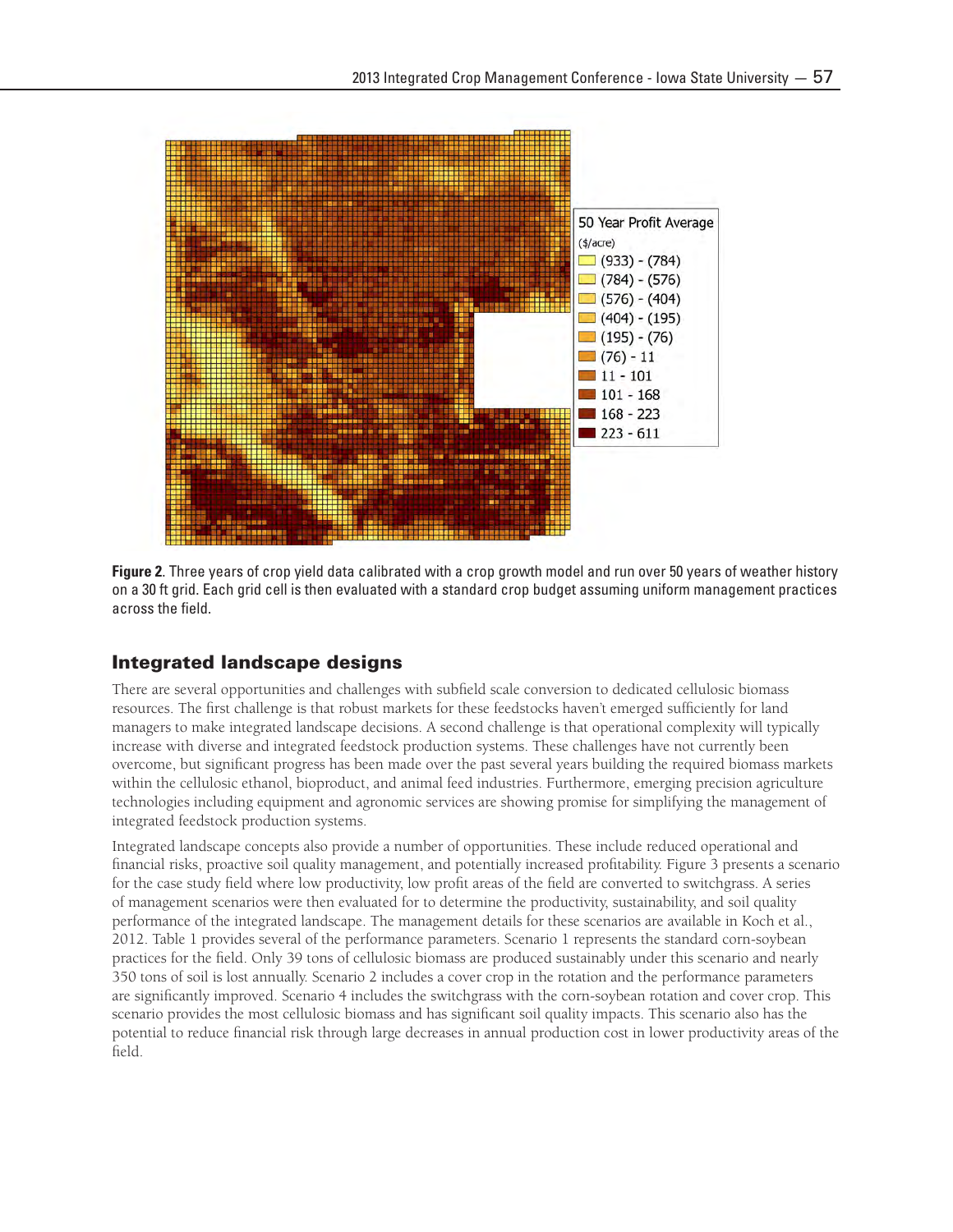50 Year Profit Average

($/acre)

(933) - (784)

(784) - (576)

(576) - (404)

(404) - (195)

(195) - (76)

(76) - 11

11 - 101

101 - 168

168 - 223

223 - 611

**Figure 2**. Three years of crop yield data calibrated with a crop growth model and run over 50 years of weather history on a 30 ft grid. Each grid cell is then evaluated with a standard crop budget assuming uniform management practices across the field.

## Integrated landscape designs

There are several opportunities and challenges with subfield scale conversion to dedicated cellulosic biomass resources. The first challenge is that robust markets for these feedstocks haven't emerged sufficiently for land managers to make integrated landscape decisions. A second challenge is that operational complexity will typically increase with diverse and integrated feedstock production systems. These challenges have not currently been overcome, but significant progress has been made over the past several years building the required biomass markets within the cellulosic ethanol, bioproduct, and animal feed industries. Furthermore, emerging precision agriculture technologies including equipment and agronomic services are showing promise for simplifying the management of integrated feedstock production systems.

Integrated landscape concepts also provide a number of opportunities. These include reduced operational and financial risks, proactive soil quality management, and potentially increased profitability. Figure 3 presents a scenario for the case study field where low productivity, low profit areas of the field are converted to switchgrass. A series of management scenarios were then evaluated for to determine the productivity, sustainability, and soil quality performance of the integrated landscape. The management details for these scenarios are available in Koch et al., 2012. Table 1 provides several of the performance parameters. Scenario 1 represents the standard corn-soybean practices for the field. Only 39 tons of cellulosic biomass are produced sustainably under this scenario and nearly 350 tons of soil is lost annually. Scenario 2 includes a cover crop in the rotation and the performance parameters are significantly improved. Scenario 4 includes the switchgrass with the corn-soybean rotation and cover crop. This scenario provides the most cellulosic biomass and has significant soil quality impacts. This scenario also has the potential to reduce financial risk through large decreases in annual production cost in lower productivity areas of the field.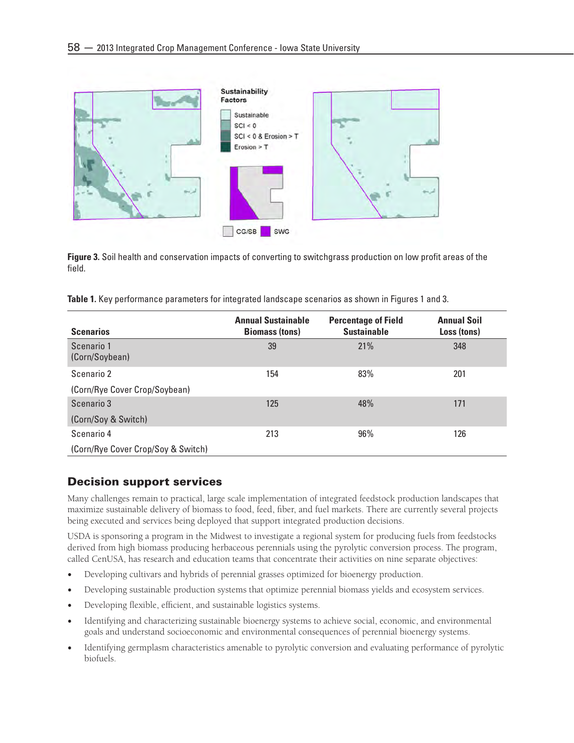Sustainability Factors

Sustainable

SCI < 0

SCI < 0 & Erosion > T

Erosion > T

CG/SB

SWG

**Figure 3.** Soil health and conservation impacts of converting to switchgrass production on low profit areas of the field.

**Table 1.** Key performance parameters for integrated landscape scenarios as shown in Figures 1 and 3.

| Scenarios | Annual Sustainable Biomass (tons) | Percentage of Field Sustainable | Annual Soil Loss (tons) |
|---|---|---|---|
| Scenario 1 (Corn/Soybean) | 39 | 21% | 348 |
| Scenario 2 (Corn/Rye Cover Crop/Soybean) | 154 | 83% | 201 |
| Scenario 3 (Corn/Soy & Switch) | 125 | 48% | 171 |
| Scenario 4 (Corn/Rye Cover Crop/Soy & Switch) | 213 | 96% | 126 |

## Decision support services

Many challenges remain to practical, large scale implementation of integrated feedstock production landscapes that maximize sustainable delivery of biomass to food, feed, fiber, and fuel markets. There are currently several projects being executed and services being deployed that support integrated production decisions.

USDA is sponsoring a program in the Midwest to investigate a regional system for producing fuels from feedstocks derived from high biomass producing herbaceous perennials using the pyrolytic conversion process. The program, called CenUSA, has research and education teams that concentrate their activities on nine separate objectives:

- Developing cultivars and hybrids of perennial grasses optimized for bioenergy production.
- Developing sustainable production systems that optimize perennial biomass yields and ecosystem services.
- Developing flexible, efficient, and sustainable logistics systems.
- Identifying and characterizing sustainable bioenergy systems to achieve social, economic, and environmental goals and understand socioeconomic and environmental consequences of perennial bioenergy systems.
- Identifying germplasm characteristics amenable to pyrolytic conversion and evaluating performance of pyrolytic biofuels.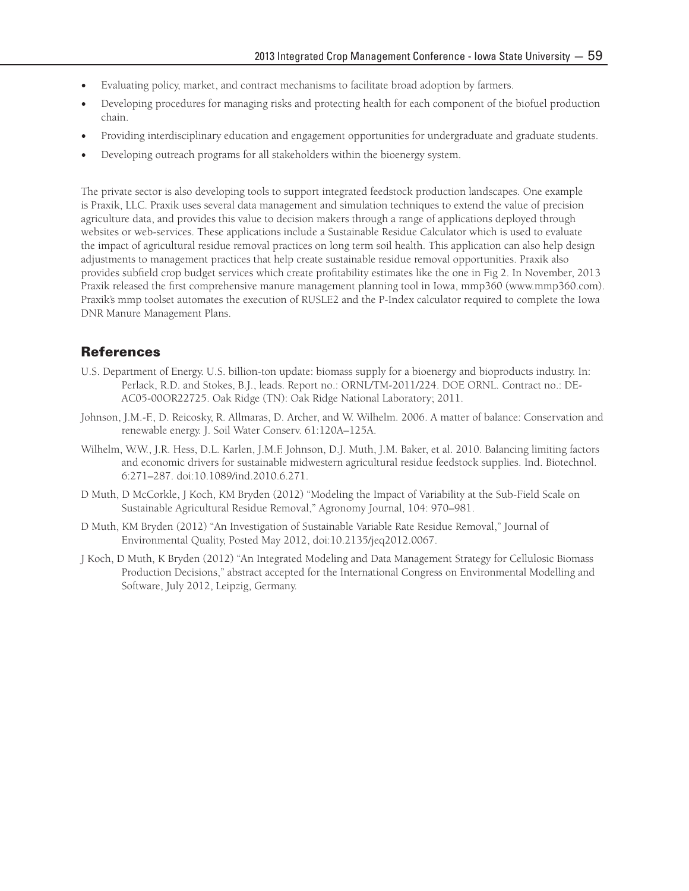- Evaluating policy, market, and contract mechanisms to facilitate broad adoption by farmers.
- Developing procedures for managing risks and protecting health for each component of the biofuel production chain.
- Providing interdisciplinary education and engagement opportunities for undergraduate and graduate students.
- Developing outreach programs for all stakeholders within the bioenergy system.

The private sector is also developing tools to support integrated feedstock production landscapes. One example is Praxik, LLC. Praxik uses several data management and simulation techniques to extend the value of precision agriculture data, and provides this value to decision makers through a range of applications deployed through websites or web-services. These applications include a Sustainable Residue Calculator which is used to evaluate the impact of agricultural residue removal practices on long term soil health. This application can also help design adjustments to management practices that help create sustainable residue removal opportunities. Praxik also provides subfield crop budget services which create profitability estimates like the one in Fig 2. In November, 2013 Praxik released the first comprehensive manure management planning tool in Iowa, mmp360 (www.mmp360.com). Praxik's mmp toolset automates the execution of RUSLE2 and the P-Index calculator required to complete the Iowa DNR Manure Management Plans.

## References

U.S. Department of Energy. U.S. billion-ton update: biomass supply for a bioenergy and bioproducts industry. In: Perlack, R.D. and Stokes, B.J., leads. Report no.: ORNL/TM-2011/224. DOE ORNL. Contract no.: DE-AC05-00OR22725. Oak Ridge (TN): Oak Ridge National Laboratory; 2011.

Johnson, J.M.-F., D. Reicosky, R. Allmaras, D. Archer, and W. Wilhelm. 2006. A matter of balance: Conservation and renewable energy. J. Soil Water Conserv. 61:120A–125A.

Wilhelm, W.W., J.R. Hess, D.L. Karlen, J.M.F. Johnson, D.J. Muth, J.M. Baker, et al. 2010. Balancing limiting factors and economic drivers for sustainable midwestern agricultural residue feedstock supplies. Ind. Biotechnol. 6:271–287. doi:10.1089/ind.2010.6.271.

D Muth, D McCorkle, J Koch, KM Bryden (2012) "Modeling the Impact of Variability at the Sub-Field Scale on Sustainable Agricultural Residue Removal," Agronomy Journal, 104: 970–981.

D Muth, KM Bryden (2012) "An Investigation of Sustainable Variable Rate Residue Removal," Journal of Environmental Quality, Posted May 2012, doi:10.2135/jeq2012.0067.

J Koch, D Muth, K Bryden (2012) "An Integrated Modeling and Data Management Strategy for Cellulosic Biomass Production Decisions," abstract accepted for the International Congress on Environmental Modelling and Software, July 2012, Leipzig, Germany.